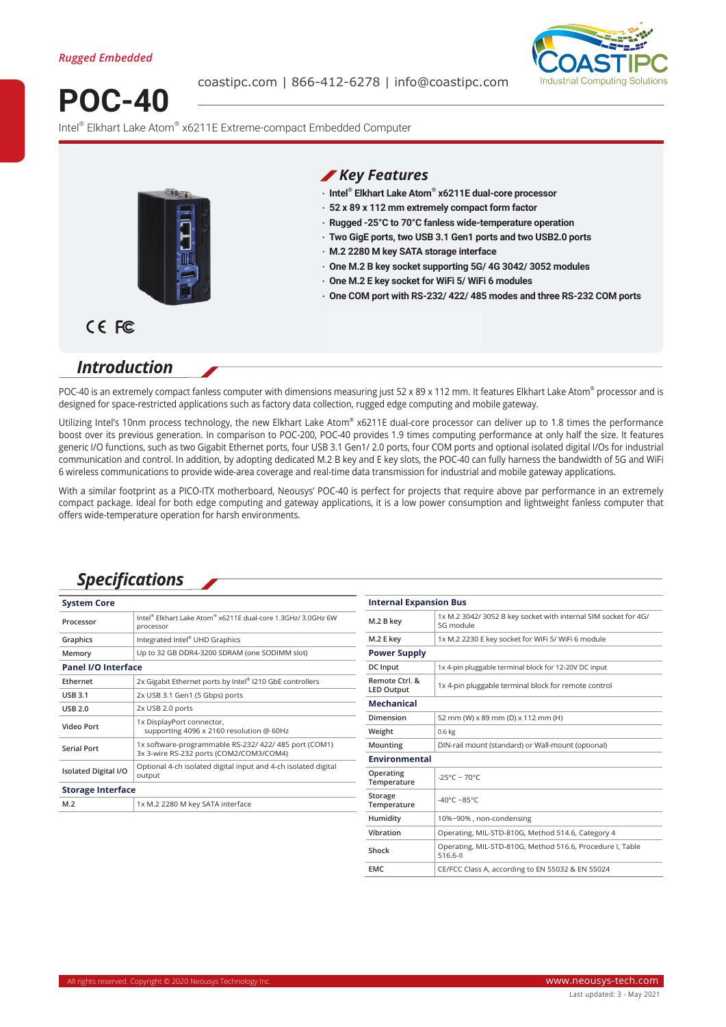*Rugged Embedded*

coastipc.com | 866-412-6278 | info@coastipc.com

COASTIPC Industrial Computing Solutions

# POC-40

Intel® Elkhart Lake Atom® x6211E Extreme-compact Embedded Computer

## Key Features

- **Intel® Elkhart Lake Atom® x6211E dual-core processor**
- **52 x 89 x 112 mm extremely compact form factor**
- **Rugged -25°C to 70°C fanless wide-temperature operation**
- **Two GigE ports, two USB 3.1 Gen1 ports and two USB2.0 ports**
- **M.2 2280 M key SATA storage interface**
- **One M.2 B key socket supporting 5G/ 4G 3042/ 3052 modules**
- **One M.2 E key socket for WiFi 5/ WiFi 6 modules**
- **One COM port with RS-232/ 422/ 485 modes and three RS-232 COM ports**

CE FC

## Introduction

POC-40 is an extremely compact fanless computer with dimensions measuring just 52 x 89 x 112 mm. It features Elkhart Lake Atom® processor and is designed for space-restricted applications such as factory data collection, rugged edge computing and mobile gateway.

Utilizing Intel's 10nm process technology, the new Elkhart Lake Atom® x6211E dual-core processor can deliver up to 1.8 times the performance boost over its previous generation. In comparison to POC-200, POC-40 provides 1.9 times computing performance at only half the size. It features generic I/O functions, such as two Gigabit Ethernet ports, four USB 3.1 Gen1/ 2.0 ports, four COM ports and optional isolated digital I/Os for industrial communication and control. In addition, by adopting dedicated M.2 B key and E key slots, the POC-40 can fully harness the bandwidth of 5G and WiFi 6 wireless communications to provide wide-area coverage and real-time data transmission for industrial and mobile gateway applications.

With a similar footprint as a PICO-ITX motherboard, Neousys' POC-40 is perfect for projects that require above par performance in an extremely compact package. Ideal for both edge computing and gateway applications, it is a low power consumption and lightweight fanless computer that offers wide-temperature operation for harsh environments.

## Specifications

| **System Core** | |
|---|---|
| Processor | Intel® Elkhart Lake Atom® x6211E dual-core 1.3GHz/ 3.0GHz 6W processor |
| Graphics | Integrated Intel® UHD Graphics |
| Memory | Up to 32 GB DDR4-3200 SDRAM (one SODIMM slot) |
| **Panel I/O Interface** | |
| Ethernet | 2x Gigabit Ethernet ports by Intel® I210 GbE controllers |
| USB 3.1 | 2x USB 3.1 Gen1 (5 Gbps) ports |
| USB 2.0 | 2x USB 2.0 ports |
| Video Port | 1x DisplayPort connector, supporting 4096 x 2160 resolution @ 60Hz |
| Serial Port | 1x software-programmable RS-232/ 422/ 485 port (COM1) 3x 3-wire RS-232 ports (COM2/COM3/COM4) |
| Isolated Digital I/O | Optional 4-ch isolated digital input and 4-ch isolated digital output |
| **Storage Interface** | |
| M.2 | 1x M.2 2280 M key SATA interface |

| **Internal Expansion Bus** | |
|---|---|
| M.2 B key | 1x M.2 3042/ 3052 B key socket with internal SIM socket for 4G/ 5G module |
| M.2 E key | 1x M.2 2230 E key socket for WiFi 5/ WiFi 6 module |
| **Power Supply** | |
| DC Input | 1x 4-pin pluggable terminal block for 12-20V DC input |
| Remote Ctrl. & LED Output | 1x 4-pin pluggable terminal block for remote control |
| **Mechanical** | |
| Dimension | 52 mm (W) x 89 mm (D) x 112 mm (H) |
| Weight | 0.6 kg |
| Mounting | DIN-rail mount (standard) or Wall-mount (optional) |
| **Environmental** | |
| Operating Temperature | -25°C ~ 70°C |
| Storage Temperature | -40°C ~85°C |
| Humidity | 10%~90% , non-condensing |
| Vibration | Operating, MIL-STD-810G, Method 514.6, Category 4 |
| Shock | Operating, MIL-STD-810G, Method 516.6, Procedure I, Table 516.6-II |
| EMC | CE/FCC Class A, according to EN 55032 & EN 55024 |

All rights reserved. Copyright © 2020 Neousys Technology Inc.

www.neousys-tech.com

Last updated: 3 - May 2021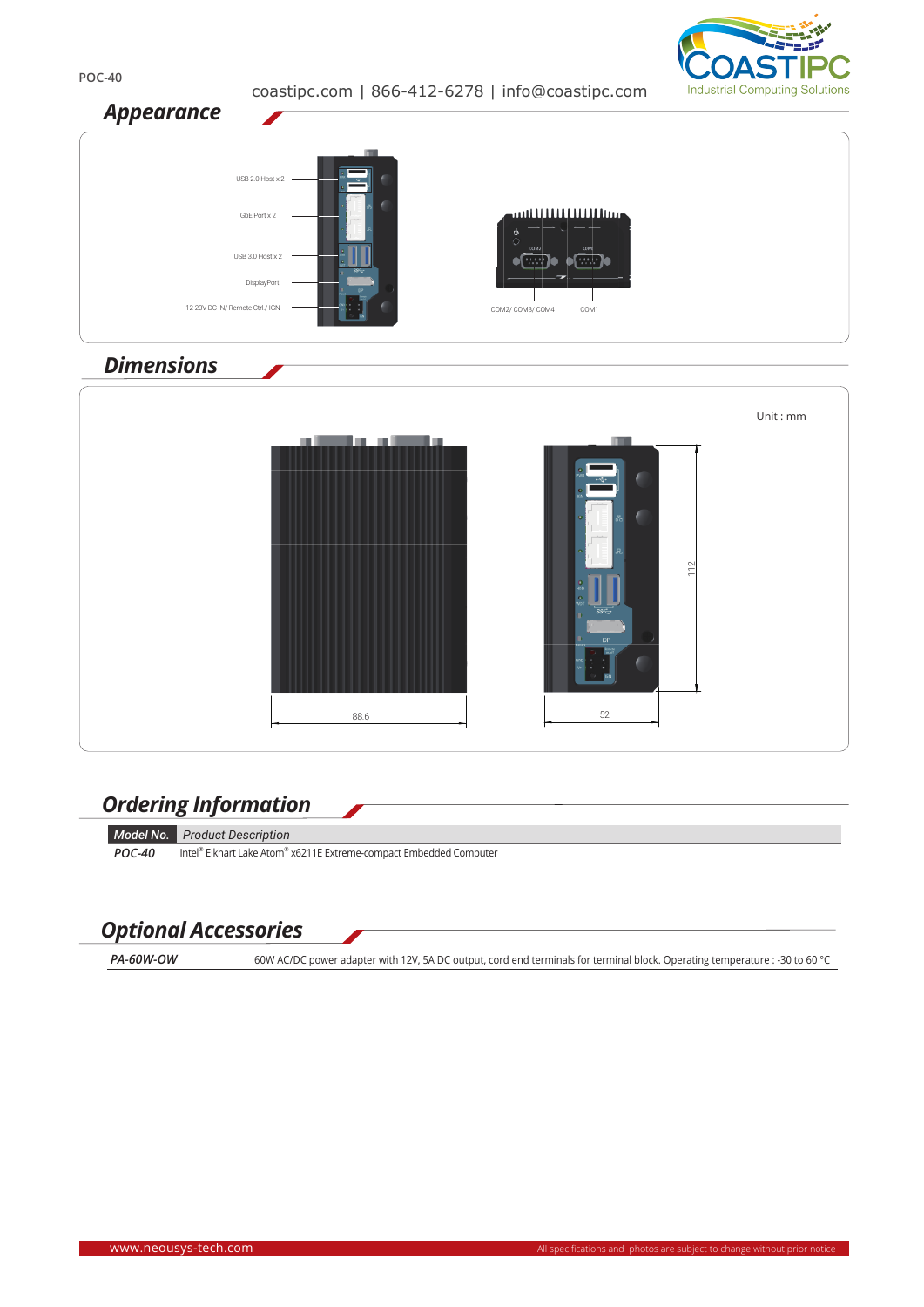## Appearance

USB 2.0 Host x 2

GbE Port x 2

USB 3.0 Host x 2

DisplayPort

12-20V DC IN/ Remote Ctrl / IGN

COM2/ COM3/ COM4

COM1

## Dimensions

Unit : mm

88.6

52

112

## Ordering Information

| Model No. | Product Description |
|---|---|
| POC-40 | Intel® Elkhart Lake Atom® x6211E Extreme-compact Embedded Computer |

## Optional Accessories

| | |
|---|---|
| PA-60W-OW | 60W AC/DC power adapter with 12V, 5A DC output, cord end terminals for terminal block. Operating temperature : -30 to 60 °C |